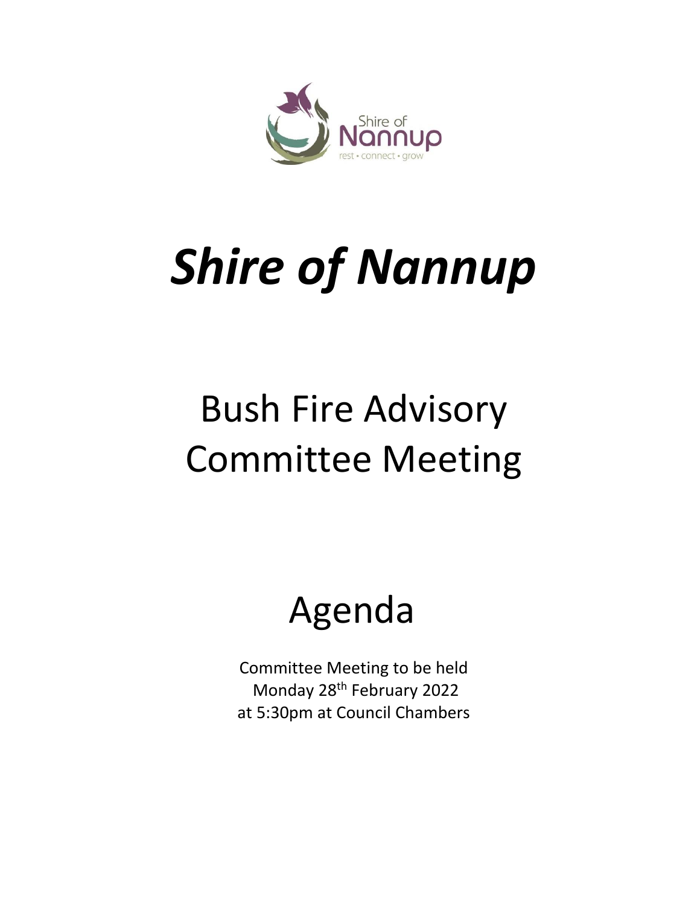# *Shire of Nannup*

## Bush Fire Advisory Committee Meeting

## Agenda

Committee Meeting to be held
Monday 28th February 2022
at 5:30pm at Council Chambers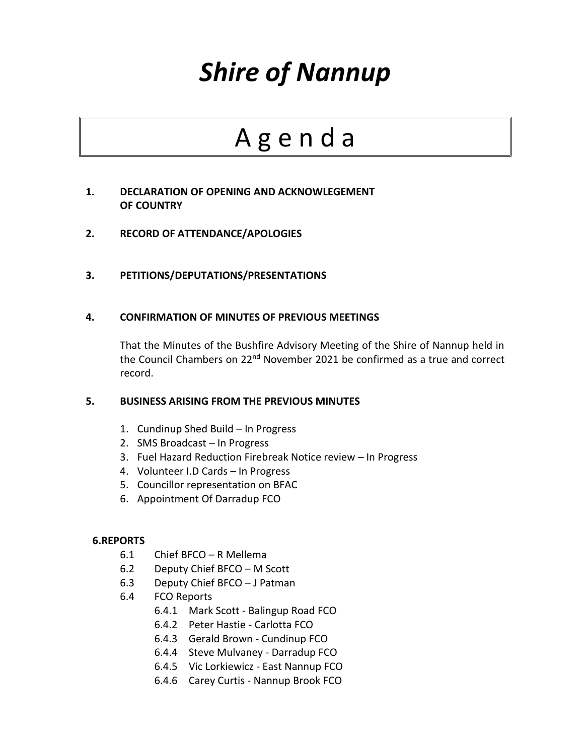# *Shire of Nannup*

# A g e n d a

**1. DECLARATION OF OPENING AND ACKNOWLEGEMENT OF COUNTRY**

**2. RECORD OF ATTENDANCE/APOLOGIES**

**3. PETITIONS/DEPUTATIONS/PRESENTATIONS**

**4. CONFIRMATION OF MINUTES OF PREVIOUS MEETINGS**

That the Minutes of the Bushfire Advisory Meeting of the Shire of Nannup held in the Council Chambers on 22nd November 2021 be confirmed as a true and correct record.

**5. BUSINESS ARISING FROM THE PREVIOUS MINUTES**

1. Cundinup Shed Build – In Progress
2. SMS Broadcast – In Progress
3. Fuel Hazard Reduction Firebreak Notice review – In Progress
4. Volunteer I.D Cards – In Progress
5. Councillor representation on BFAC
6. Appointment Of Darradup FCO

**6.REPORTS**

- 6.1 Chief BFCO – R Mellema
- 6.2 Deputy Chief BFCO – M Scott
- 6.3 Deputy Chief BFCO – J Patman
- 6.4 FCO Reports
  - 6.4.1 Mark Scott - Balingup Road FCO
  - 6.4.2 Peter Hastie - Carlotta FCO
  - 6.4.3 Gerald Brown - Cundinup FCO
  - 6.4.4 Steve Mulvaney - Darradup FCO
  - 6.4.5 Vic Lorkiewicz - East Nannup FCO
  - 6.4.6 Carey Curtis - Nannup Brook FCO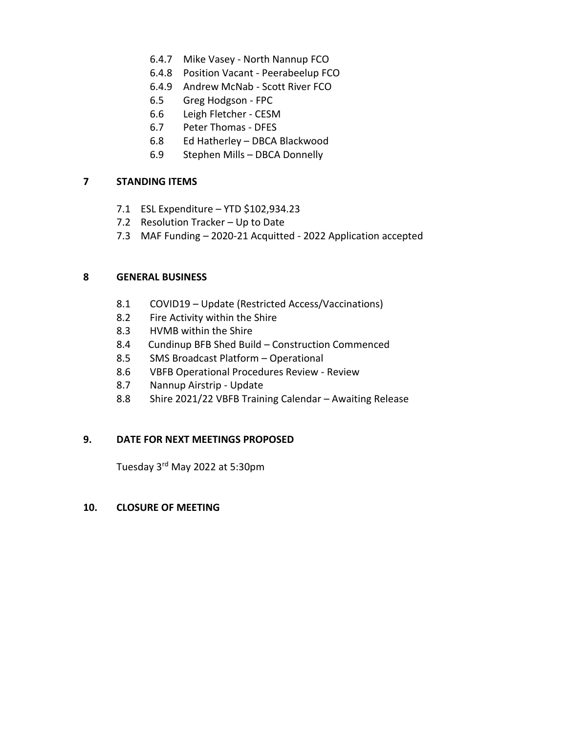- 6.4.7 Mike Vasey - North Nannup FCO
- 6.4.8 Position Vacant - Peerabeelup FCO
- 6.4.9 Andrew McNab - Scott River FCO
- 6.5 Greg Hodgson - FPC
- 6.6 Leigh Fletcher - CESM
- 6.7 Peter Thomas - DFES
- 6.8 Ed Hatherley – DBCA Blackwood
- 6.9 Stephen Mills – DBCA Donnelly

## 7 STANDING ITEMS

- 7.1 ESL Expenditure – YTD $102,934.23
- 7.2 Resolution Tracker – Up to Date
- 7.3 MAF Funding – 2020-21 Acquitted - 2022 Application accepted

## 8 GENERAL BUSINESS

- 8.1 COVID19 – Update (Restricted Access/Vaccinations)
- 8.2 Fire Activity within the Shire
- 8.3 HVMB within the Shire
- 8.4 Cundinup BFB Shed Build – Construction Commenced
- 8.5 SMS Broadcast Platform – Operational
- 8.6 VBFB Operational Procedures Review - Review
- 8.7 Nannup Airstrip - Update
- 8.8 Shire 2021/22 VBFB Training Calendar – Awaiting Release

## 9. DATE FOR NEXT MEETINGS PROPOSED

Tuesday 3rd May 2022 at 5:30pm

## 10. CLOSURE OF MEETING